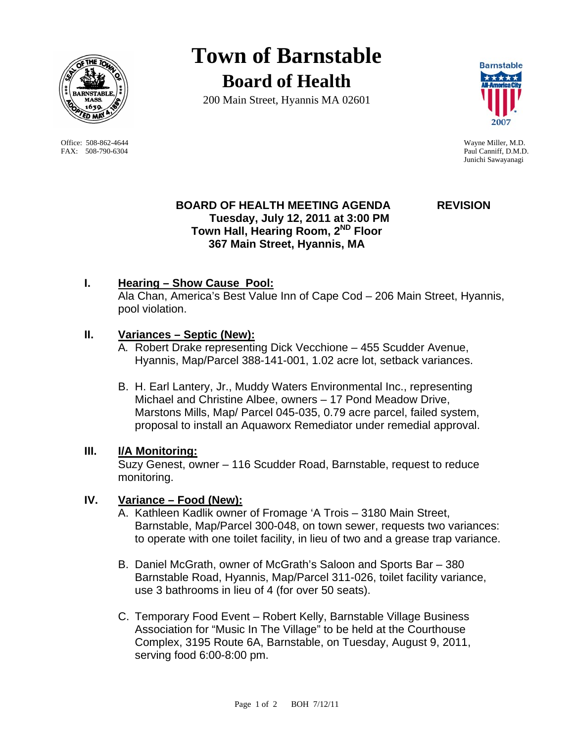# Town of Barnstable

## Board of Health

200 Main Street, Hyannis MA 02601

Office: 508-862-4644
FAX: 508-790-6304

Wayne Miller, M.D.
Paul Canniff, D.M.D.
Junichi Sawayanagi

**BOARD OF HEALTH MEETING AGENDA** **REVISION**
**Tuesday, July 12, 2011 at 3:00 PM**
**Town Hall, Hearing Room, 2ND Floor**
**367 Main Street, Hyannis, MA**

**I. Hearing – Show Cause Pool:**

Ala Chan, America's Best Value Inn of Cape Cod – 206 Main Street, Hyannis, pool violation.

**II. Variances – Septic (New):**

A. Robert Drake representing Dick Vecchione – 455 Scudder Avenue, Hyannis, Map/Parcel 388-141-001, 1.02 acre lot, setback variances.

B. H. Earl Lantery, Jr., Muddy Waters Environmental Inc., representing Michael and Christine Albee, owners – 17 Pond Meadow Drive, Marstons Mills, Map/ Parcel 045-035, 0.79 acre parcel, failed system, proposal to install an Aquaworx Remediator under remedial approval.

**III. I/A Monitoring:**

Suzy Genest, owner – 116 Scudder Road, Barnstable, request to reduce monitoring.

**IV. Variance – Food (New):**

A. Kathleen Kadlik owner of Fromage 'A Trois – 3180 Main Street, Barnstable, Map/Parcel 300-048, on town sewer, requests two variances: to operate with one toilet facility, in lieu of two and a grease trap variance.

B. Daniel McGrath, owner of McGrath's Saloon and Sports Bar – 380 Barnstable Road, Hyannis, Map/Parcel 311-026, toilet facility variance, use 3 bathrooms in lieu of 4 (for over 50 seats).

C. Temporary Food Event – Robert Kelly, Barnstable Village Business Association for "Music In The Village" to be held at the Courthouse Complex, 3195 Route 6A, Barnstable, on Tuesday, August 9, 2011, serving food 6:00-8:00 pm.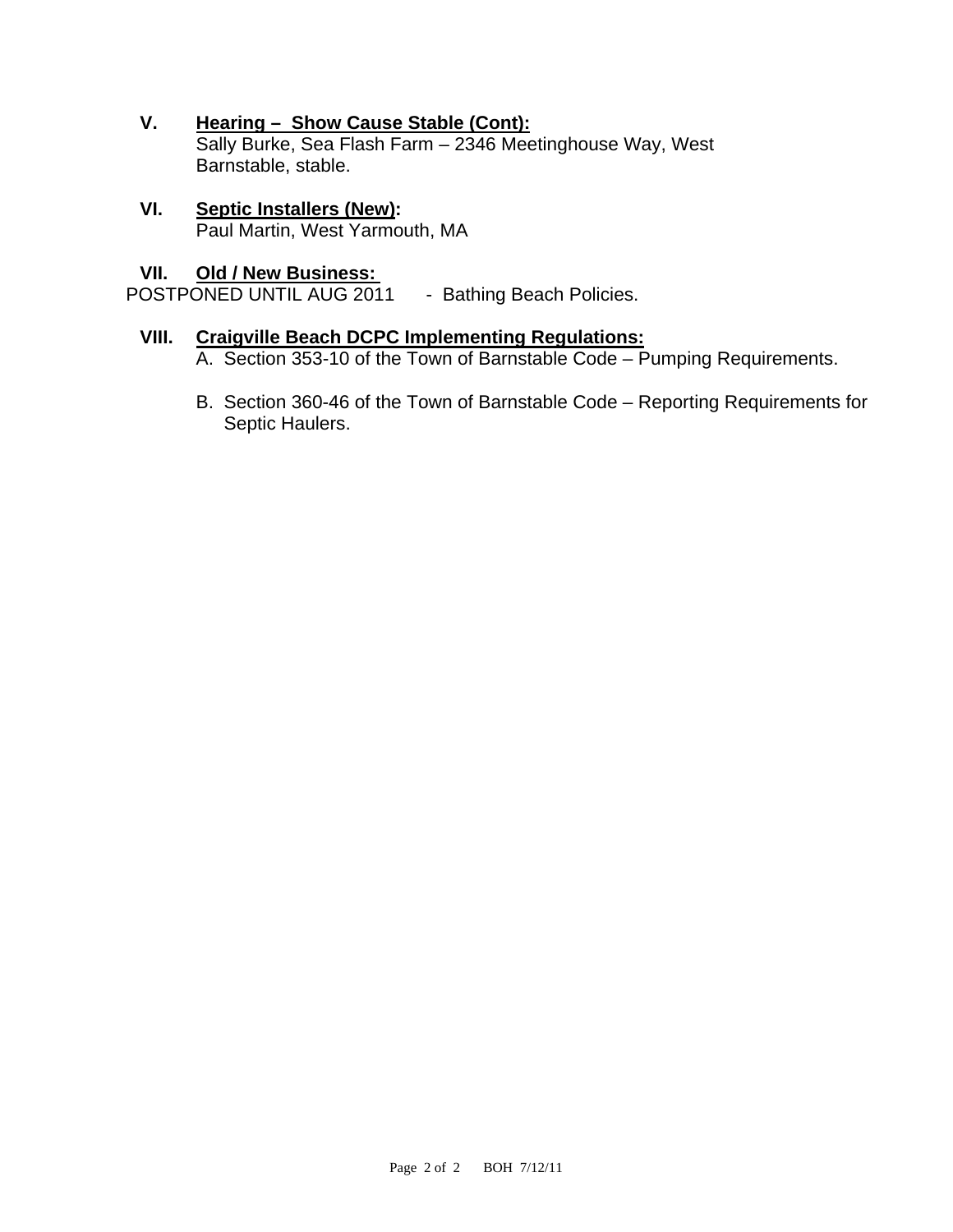**V. Hearing – Show Cause Stable (Cont):**
Sally Burke, Sea Flash Farm – 2346 Meetinghouse Way, West Barnstable, stable.

**VI. Septic Installers (New):**
Paul Martin, West Yarmouth, MA

**VII. Old / New Business:**
POSTPONED UNTIL AUG 2011 - Bathing Beach Policies.

**VIII. Craigville Beach DCPC Implementing Regulations:**

A. Section 353-10 of the Town of Barnstable Code – Pumping Requirements.

B. Section 360-46 of the Town of Barnstable Code – Reporting Requirements for Septic Haulers.